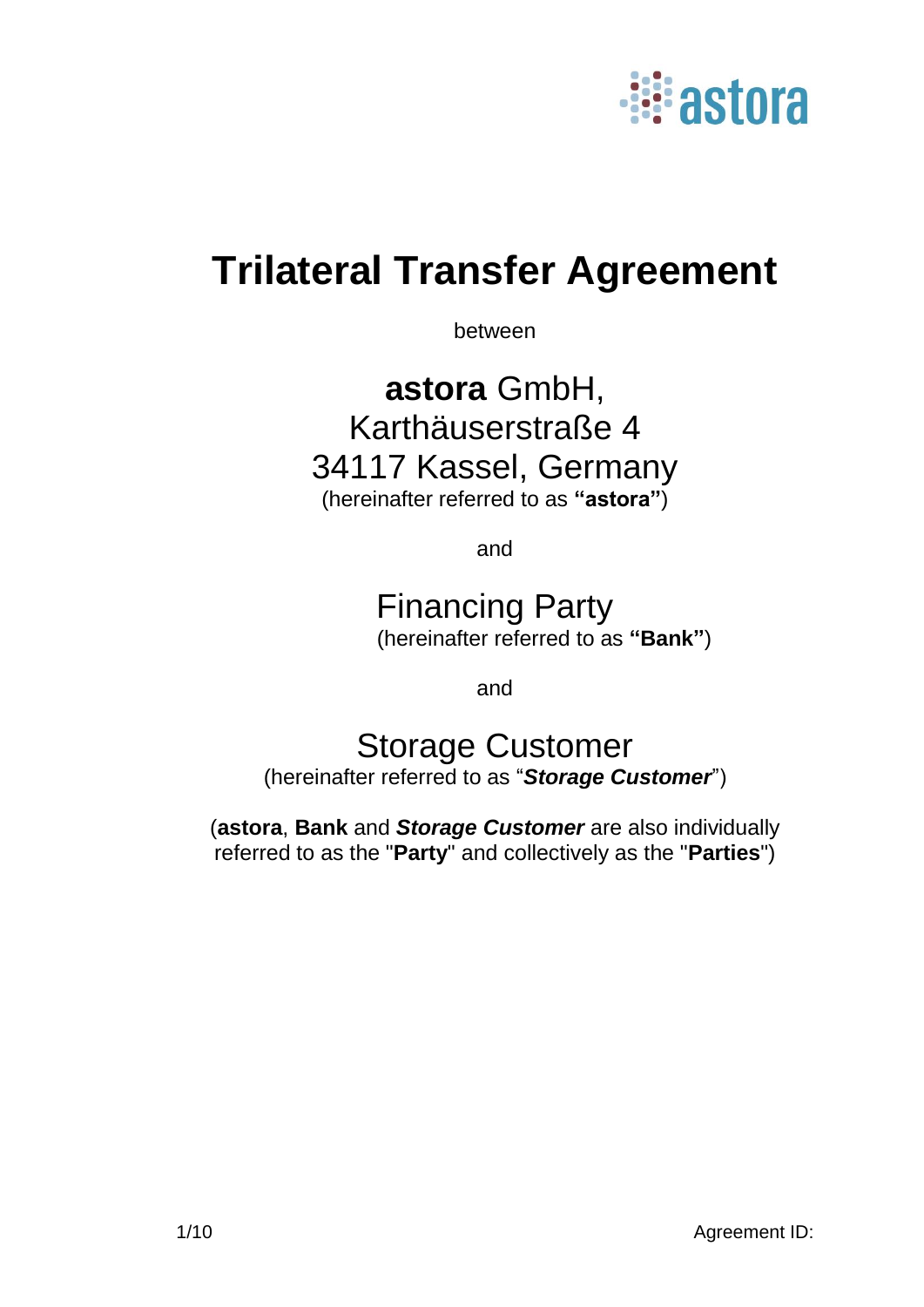# Trilateral Transfer Agreement

between

**astora** GmbH,
Karthäuserstraße 4
34117 Kassel, Germany
(hereinafter referred to as **"astora"**)

and

Financing Party
(hereinafter referred to as **"Bank"**)

and

Storage Customer
(hereinafter referred to as "***Storage Customer***")

(**astora**, **Bank** and ***Storage Customer*** are also individually referred to as the "**Party**" and collectively as the "**Parties**")

Agreement ID: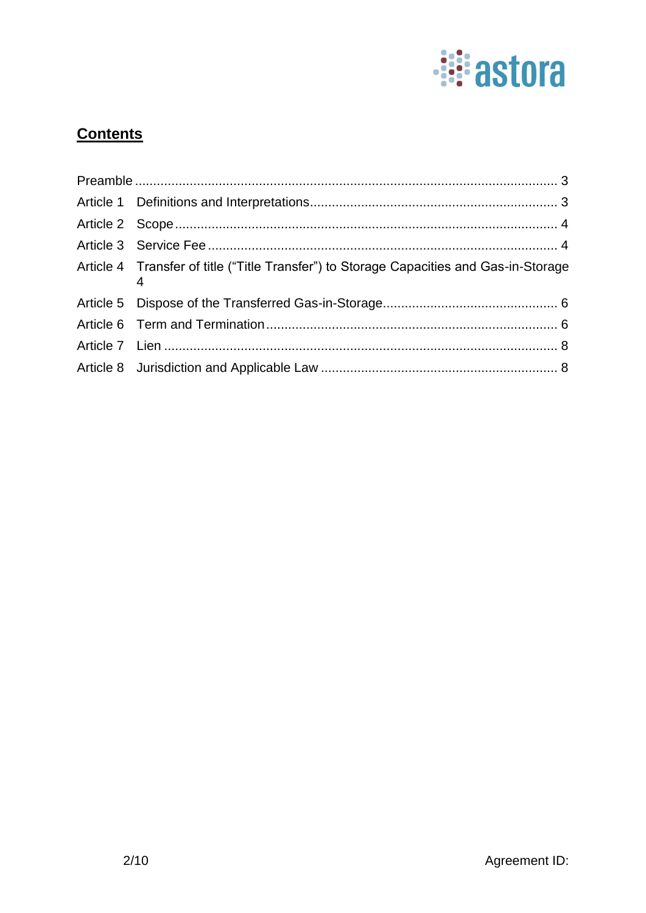## Contents

| | | |
|---|---|---|
| Preamble | | 3 |
| Article 1 | Definitions and Interpretations | 3 |
| Article 2 | Scope | 4 |
| Article 3 | Service Fee | 4 |
| Article 4 | Transfer of title ("Title Transfer") to Storage Capacities and Gas-in-Storage | 4 |
| Article 5 | Dispose of the Transferred Gas-in-Storage | 6 |
| Article 6 | Term and Termination | 6 |
| Article 7 | Lien | 8 |
| Article 8 | Jurisdiction and Applicable Law | 8 |

Agreement ID: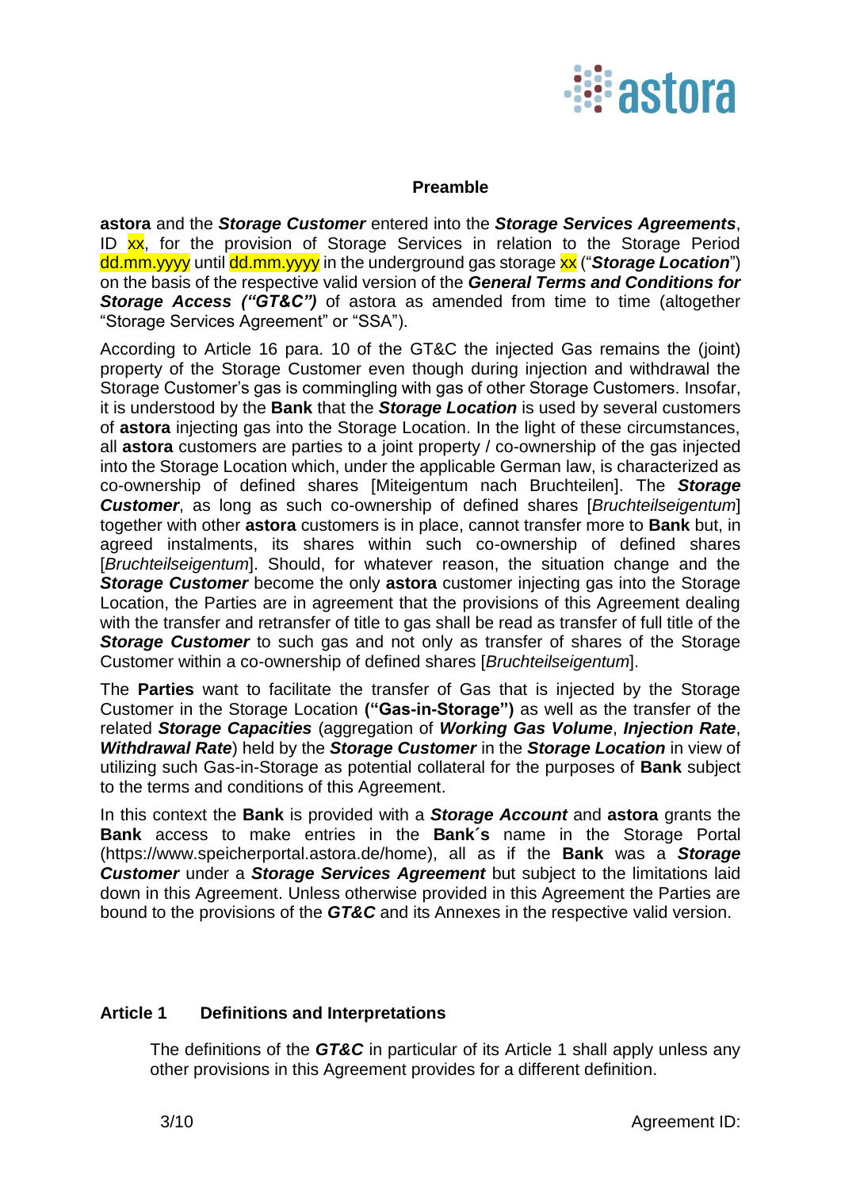## Preamble

**astora** and the ***Storage Customer*** entered into the ***Storage Services Agreements***, ID xx, for the provision of Storage Services in relation to the Storage Period dd.mm.yyyy until dd.mm.yyyy in the underground gas storage xx ("***Storage Location***") on the basis of the respective valid version of the ***General Terms and Conditions for Storage Access ("GT&C")*** of astora as amended from time to time (altogether "Storage Services Agreement" or "SSA").

According to Article 16 para. 10 of the GT&C the injected Gas remains the (joint) property of the Storage Customer even though during injection and withdrawal the Storage Customer's gas is commingling with gas of other Storage Customers. Insofar, it is understood by the **Bank** that the ***Storage Location*** is used by several customers of **astora** injecting gas into the Storage Location. In the light of these circumstances, all **astora** customers are parties to a joint property / co-ownership of the gas injected into the Storage Location which, under the applicable German law, is characterized as co-ownership of defined shares [Miteigentum nach Bruchteilen]. The ***Storage Customer***, as long as such co-ownership of defined shares [*Bruchteilseigentum*] together with other **astora** customers is in place, cannot transfer more to **Bank** but, in agreed instalments, its shares within such co-ownership of defined shares [*Bruchteilseigentum*]. Should, for whatever reason, the situation change and the ***Storage Customer*** become the only **astora** customer injecting gas into the Storage Location, the Parties are in agreement that the provisions of this Agreement dealing with the transfer and retransfer of title to gas shall be read as transfer of full title of the ***Storage Customer*** to such gas and not only as transfer of shares of the Storage Customer within a co-ownership of defined shares [*Bruchteilseigentum*].

The **Parties** want to facilitate the transfer of Gas that is injected by the Storage Customer in the Storage Location **("Gas-in-Storage")** as well as the transfer of the related ***Storage Capacities*** (aggregation of ***Working Gas Volume***, ***Injection Rate***, ***Withdrawal Rate***) held by the ***Storage Customer*** in the ***Storage Location*** in view of utilizing such Gas-in-Storage as potential collateral for the purposes of **Bank** subject to the terms and conditions of this Agreement.

In this context the **Bank** is provided with a ***Storage Account*** and **astora** grants the **Bank** access to make entries in the **Bank´s** name in the Storage Portal (https://www.speicherportal.astora.de/home), all as if the **Bank** was a ***Storage Customer*** under a ***Storage Services Agreement*** but subject to the limitations laid down in this Agreement. Unless otherwise provided in this Agreement the Parties are bound to the provisions of the ***GT&C*** and its Annexes in the respective valid version.

## Article 1 Definitions and Interpretations

The definitions of the ***GT&C*** in particular of its Article 1 shall apply unless any other provisions in this Agreement provides for a different definition.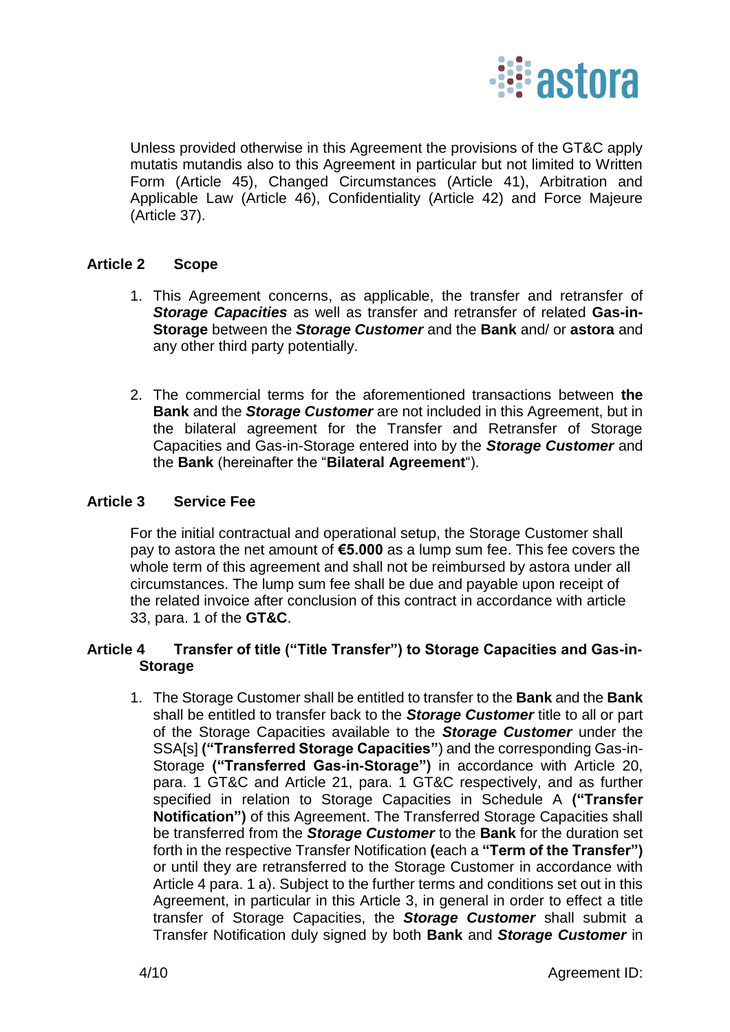Unless provided otherwise in this Agreement the provisions of the GT&C apply mutatis mutandis also to this Agreement in particular but not limited to Written Form (Article 45), Changed Circumstances (Article 41), Arbitration and Applicable Law (Article 46), Confidentiality (Article 42) and Force Majeure (Article 37).

## Article 2 Scope

1. This Agreement concerns, as applicable, the transfer and retransfer of ***Storage Capacities*** as well as transfer and retransfer of related **Gas-in-Storage** between the ***Storage Customer*** and the **Bank** and/ or **astora** and any other third party potentially.

2. The commercial terms for the aforementioned transactions between **the Bank** and the ***Storage Customer*** are not included in this Agreement, but in the bilateral agreement for the Transfer and Retransfer of Storage Capacities and Gas-in-Storage entered into by the ***Storage Customer*** and the **Bank** (hereinafter the "**Bilateral Agreement**").

## Article 3 Service Fee

For the initial contractual and operational setup, the Storage Customer shall pay to astora the net amount of **€5.000** as a lump sum fee. This fee covers the whole term of this agreement and shall not be reimbursed by astora under all circumstances. The lump sum fee shall be due and payable upon receipt of the related invoice after conclusion of this contract in accordance with article 33, para. 1 of the **GT&C**.

## Article 4 Transfer of title ("Title Transfer") to Storage Capacities and Gas-in-Storage

1. The Storage Customer shall be entitled to transfer to the **Bank** and the **Bank** shall be entitled to transfer back to the ***Storage Customer*** title to all or part of the Storage Capacities available to the ***Storage Customer*** under the SSA[s] **("Transferred Storage Capacities"**) and the corresponding Gas-in-Storage **("Transferred Gas-in-Storage")** in accordance with Article 20, para. 1 GT&C and Article 21, para. 1 GT&C respectively, and as further specified in relation to Storage Capacities in Schedule A **("Transfer Notification")** of this Agreement. The Transferred Storage Capacities shall be transferred from the ***Storage Customer*** to the **Bank** for the duration set forth in the respective Transfer Notification **(**each a **"Term of the Transfer")** or until they are retransferred to the Storage Customer in accordance with Article 4 para. 1 a). Subject to the further terms and conditions set out in this Agreement, in particular in this Article 3, in general in order to effect a title transfer of Storage Capacities, the ***Storage Customer*** shall submit a Transfer Notification duly signed by both **Bank** and ***Storage Customer*** in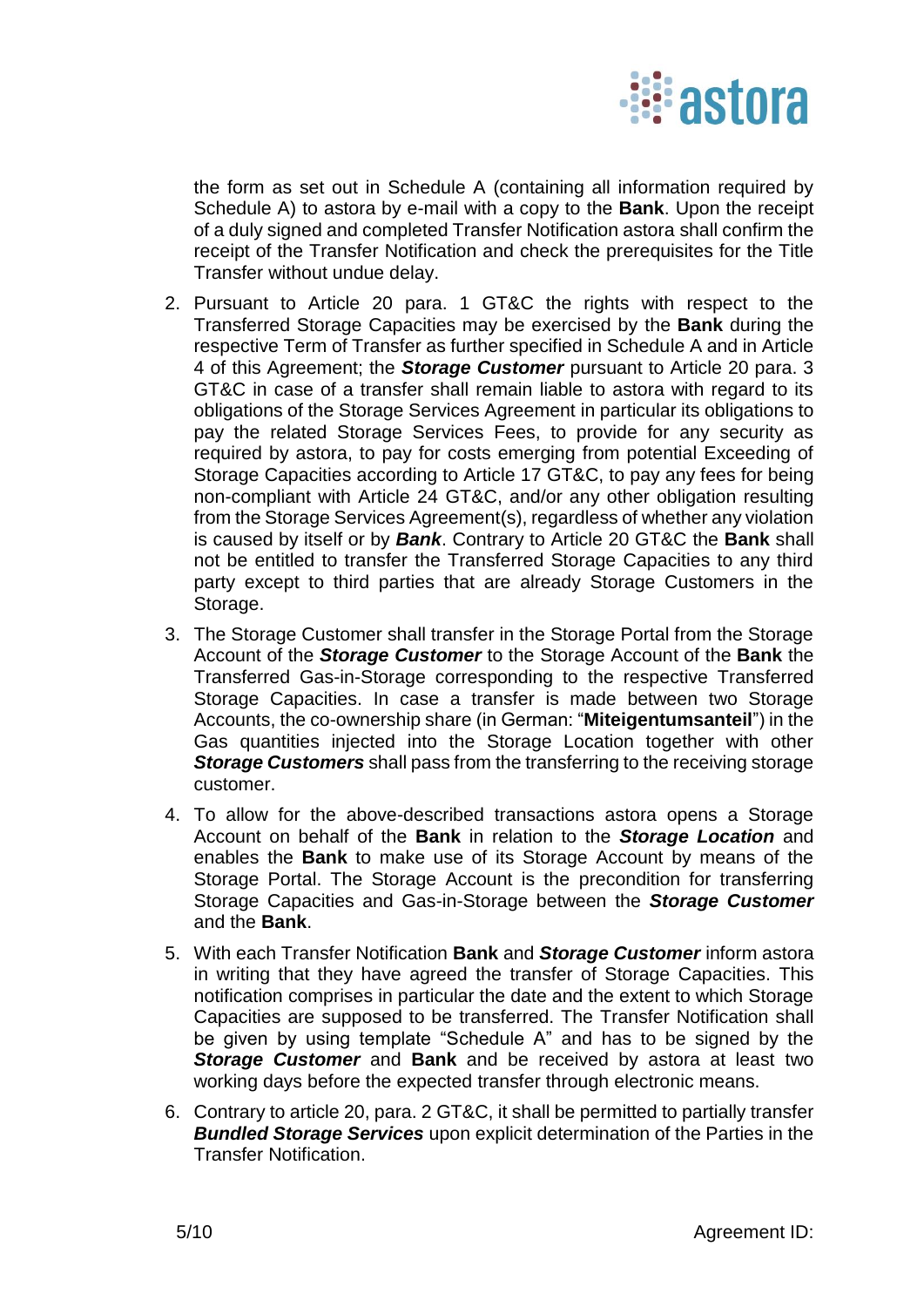the form as set out in Schedule A (containing all information required by Schedule A) to astora by e-mail with a copy to the **Bank**. Upon the receipt of a duly signed and completed Transfer Notification astora shall confirm the receipt of the Transfer Notification and check the prerequisites for the Title Transfer without undue delay.

2. Pursuant to Article 20 para. 1 GT&C the rights with respect to the Transferred Storage Capacities may be exercised by the **Bank** during the respective Term of Transfer as further specified in Schedule A and in Article 4 of this Agreement; the ***Storage Customer*** pursuant to Article 20 para. 3 GT&C in case of a transfer shall remain liable to astora with regard to its obligations of the Storage Services Agreement in particular its obligations to pay the related Storage Services Fees, to provide for any security as required by astora, to pay for costs emerging from potential Exceeding of Storage Capacities according to Article 17 GT&C, to pay any fees for being non-compliant with Article 24 GT&C, and/or any other obligation resulting from the Storage Services Agreement(s), regardless of whether any violation is caused by itself or by ***Bank***. Contrary to Article 20 GT&C the **Bank** shall not be entitled to transfer the Transferred Storage Capacities to any third party except to third parties that are already Storage Customers in the Storage.
3. The Storage Customer shall transfer in the Storage Portal from the Storage Account of the ***Storage Customer*** to the Storage Account of the **Bank** the Transferred Gas-in-Storage corresponding to the respective Transferred Storage Capacities. In case a transfer is made between two Storage Accounts, the co-ownership share (in German: "**Miteigentumsanteil**") in the Gas quantities injected into the Storage Location together with other ***Storage Customers*** shall pass from the transferring to the receiving storage customer.
4. To allow for the above-described transactions astora opens a Storage Account on behalf of the **Bank** in relation to the ***Storage Location*** and enables the **Bank** to make use of its Storage Account by means of the Storage Portal. The Storage Account is the precondition for transferring Storage Capacities and Gas-in-Storage between the ***Storage Customer*** and the **Bank**.
5. With each Transfer Notification **Bank** and ***Storage Customer*** inform astora in writing that they have agreed the transfer of Storage Capacities. This notification comprises in particular the date and the extent to which Storage Capacities are supposed to be transferred. The Transfer Notification shall be given by using template "Schedule A" and has to be signed by the ***Storage Customer*** and **Bank** and be received by astora at least two working days before the expected transfer through electronic means.
6. Contrary to article 20, para. 2 GT&C, it shall be permitted to partially transfer ***Bundled Storage Services*** upon explicit determination of the Parties in the Transfer Notification.

Agreement ID: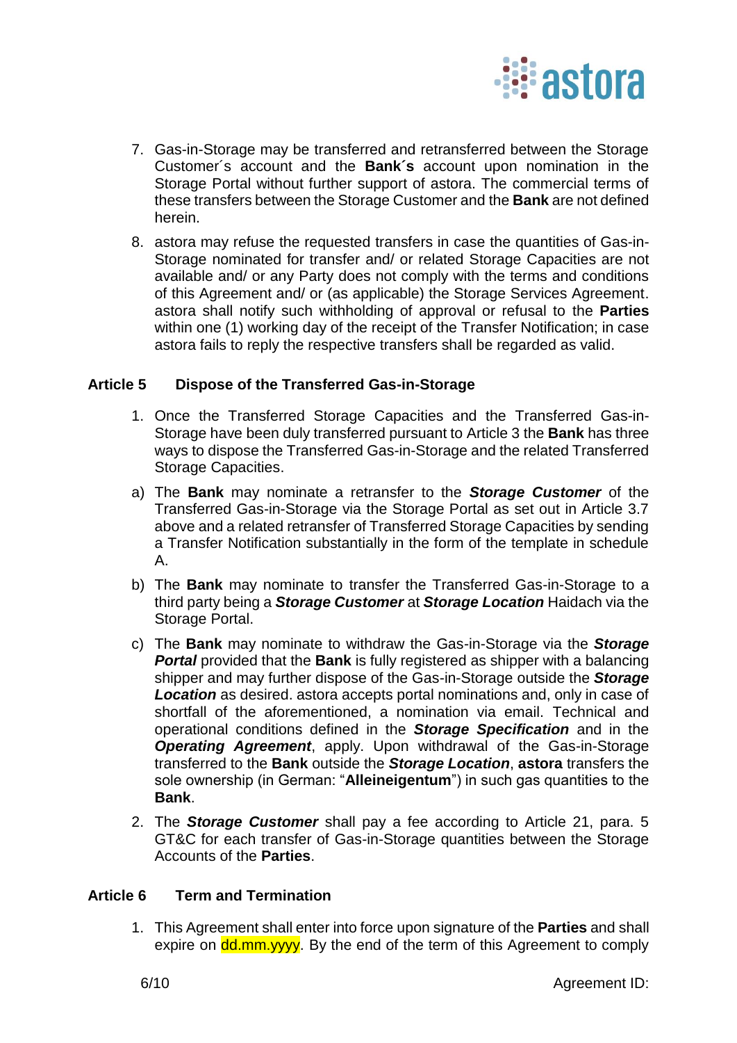7. Gas-in-Storage may be transferred and retransferred between the Storage Customer´s account and the **Bank´s** account upon nomination in the Storage Portal without further support of astora. The commercial terms of these transfers between the Storage Customer and the **Bank** are not defined herein.

8. astora may refuse the requested transfers in case the quantities of Gas-in-Storage nominated for transfer and/ or related Storage Capacities are not available and/ or any Party does not comply with the terms and conditions of this Agreement and/ or (as applicable) the Storage Services Agreement. astora shall notify such withholding of approval or refusal to the **Parties** within one (1) working day of the receipt of the Transfer Notification; in case astora fails to reply the respective transfers shall be regarded as valid.

## Article 5 Dispose of the Transferred Gas-in-Storage

1. Once the Transferred Storage Capacities and the Transferred Gas-in-Storage have been duly transferred pursuant to Article 3 the **Bank** has three ways to dispose the Transferred Gas-in-Storage and the related Transferred Storage Capacities.

a) The **Bank** may nominate a retransfer to the ***Storage Customer*** of the Transferred Gas-in-Storage via the Storage Portal as set out in Article 3.7 above and a related retransfer of Transferred Storage Capacities by sending a Transfer Notification substantially in the form of the template in schedule A.

b) The **Bank** may nominate to transfer the Transferred Gas-in-Storage to a third party being a ***Storage Customer*** at ***Storage Location*** Haidach via the Storage Portal.

c) The **Bank** may nominate to withdraw the Gas-in-Storage via the ***Storage Portal*** provided that the **Bank** is fully registered as shipper with a balancing shipper and may further dispose of the Gas-in-Storage outside the ***Storage Location*** as desired. astora accepts portal nominations and, only in case of shortfall of the aforementioned, a nomination via email. Technical and operational conditions defined in the ***Storage Specification*** and in the ***Operating Agreement***, apply. Upon withdrawal of the Gas-in-Storage transferred to the **Bank** outside the ***Storage Location***, **astora** transfers the sole ownership (in German: "**Alleineigentum**") in such gas quantities to the **Bank**.

2. The ***Storage Customer*** shall pay a fee according to Article 21, para. 5 GT&C for each transfer of Gas-in-Storage quantities between the Storage Accounts of the **Parties**.

## Article 6 Term and Termination

1. This Agreement shall enter into force upon signature of the **Parties** and shall expire on dd.mm.yyyy. By the end of the term of this Agreement to comply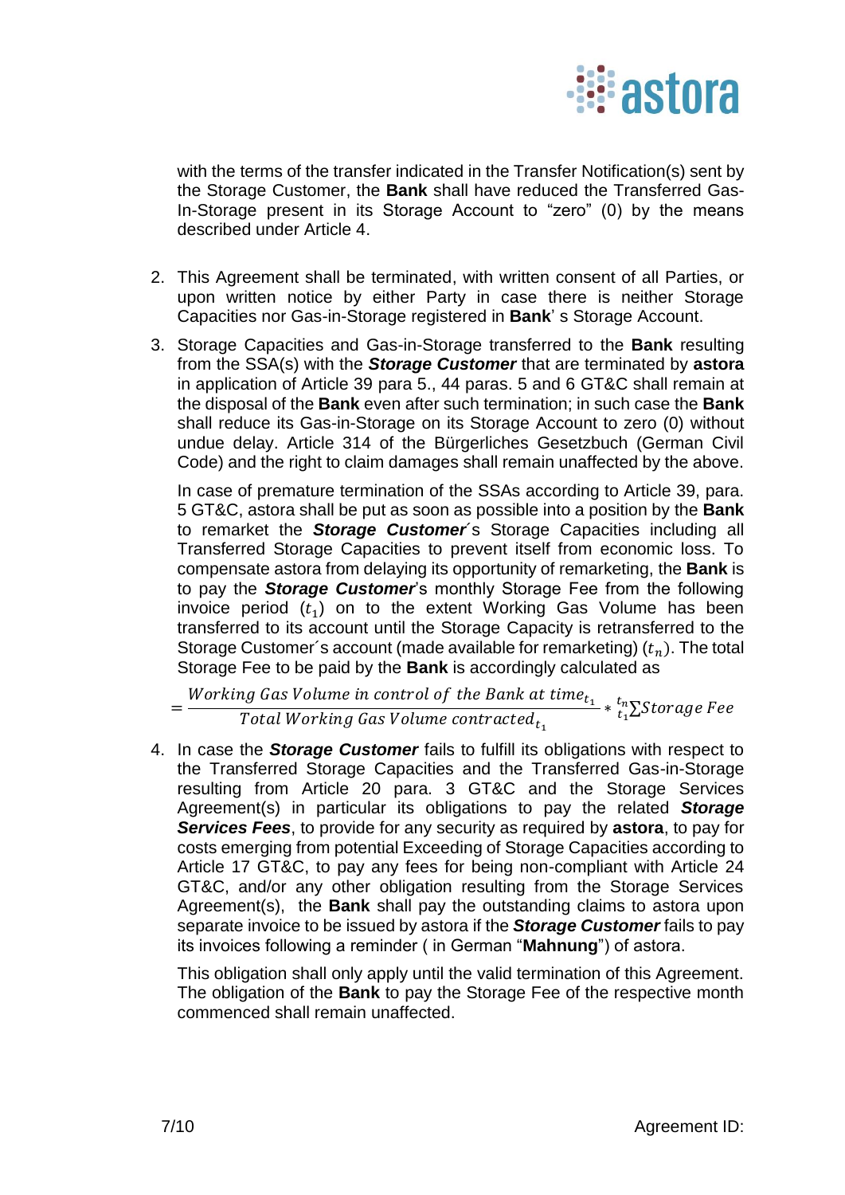with the terms of the transfer indicated in the Transfer Notification(s) sent by the Storage Customer, the **Bank** shall have reduced the Transferred Gas-In-Storage present in its Storage Account to “zero” (0) by the means described under Article 4.

2. This Agreement shall be terminated, with written consent of all Parties, or upon written notice by either Party in case there is neither Storage Capacities nor Gas-in-Storage registered in **Bank**’ s Storage Account.

3. Storage Capacities and Gas-in-Storage transferred to the **Bank** resulting from the SSA(s) with the ***Storage Customer*** that are terminated by **astora** in application of Article 39 para 5., 44 paras. 5 and 6 GT&C shall remain at the disposal of the **Bank** even after such termination; in such case the **Bank** shall reduce its Gas-in-Storage on its Storage Account to zero (0) without undue delay. Article 314 of the Bürgerliches Gesetzbuch (German Civil Code) and the right to claim damages shall remain unaffected by the above.

   In case of premature termination of the SSAs according to Article 39, para. 5 GT&C, astora shall be put as soon as possible into a position by the **Bank** to remarket the ***Storage Customer***´s Storage Capacities including all Transferred Storage Capacities to prevent itself from economic loss. To compensate astora from delaying its opportunity of remarketing, the **Bank** is to pay the ***Storage Customer***’s monthly Storage Fee from the following invoice period ($t_1$) on to the extent Working Gas Volume has been transferred to its account until the Storage Capacity is retransferred to the Storage Customer´s account (made available for remarketing) ($t_n$). The total Storage Fee to be paid by the **Bank** is accordingly calculated as

$$= \frac{Working\ Gas\ Volume\ in\ control\ of\ the\ Bank\ at\ time_{t_1}}{Total\ Working\ Gas\ Volume\ contracted_{t_1}} * {}_{t_1}^{t_n}\sum Storage\ Fee$$

4. In case the ***Storage Customer*** fails to fulfill its obligations with respect to the Transferred Storage Capacities and the Transferred Gas-in-Storage resulting from Article 20 para. 3 GT&C and the Storage Services Agreement(s) in particular its obligations to pay the related ***Storage Services Fees***, to provide for any security as required by **astora**, to pay for costs emerging from potential Exceeding of Storage Capacities according to Article 17 GT&C, to pay any fees for being non-compliant with Article 24 GT&C, and/or any other obligation resulting from the Storage Services Agreement(s), the **Bank** shall pay the outstanding claims to astora upon separate invoice to be issued by astora if the ***Storage Customer*** fails to pay its invoices following a reminder ( in German “**Mahnung**”) of astora.

   This obligation shall only apply until the valid termination of this Agreement. The obligation of the **Bank** to pay the Storage Fee of the respective month commenced shall remain unaffected.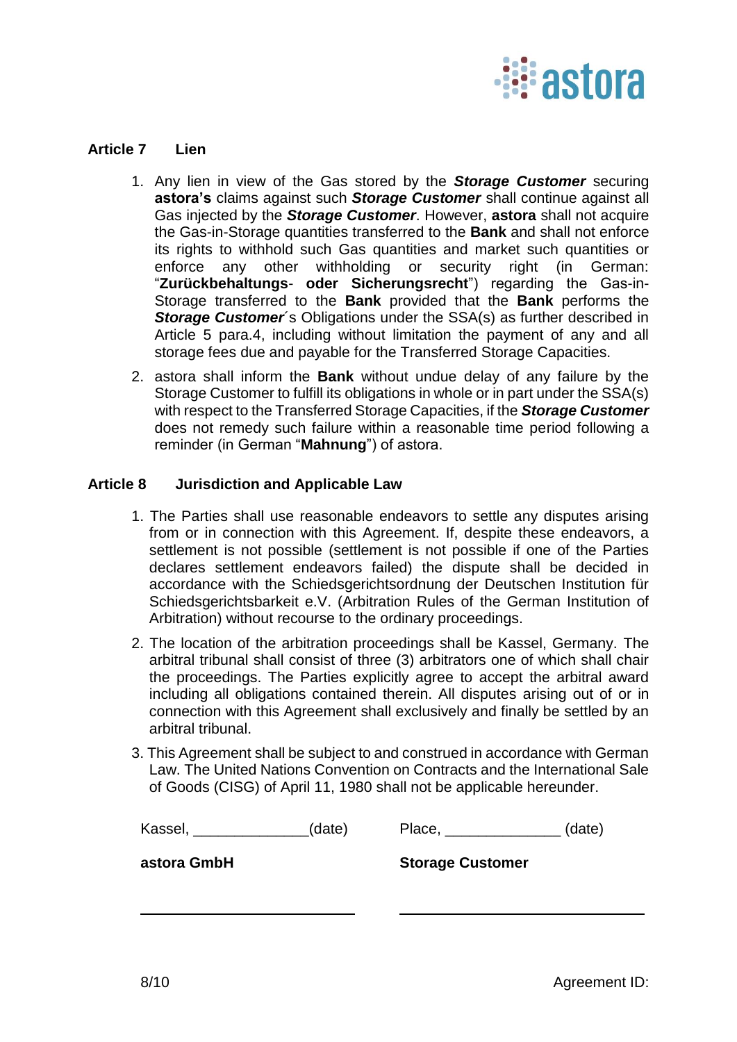## Article 7 Lien

1. Any lien in view of the Gas stored by the ***Storage Customer*** securing **astora's** claims against such ***Storage Customer*** shall continue against all Gas injected by the ***Storage Customer***. However, **astora** shall not acquire the Gas-in-Storage quantities transferred to the **Bank** and shall not enforce its rights to withhold such Gas quantities and market such quantities or enforce any other withholding or security right (in German: "**Zurückbehaltungs**- **oder Sicherungsrecht**") regarding the Gas-in-Storage transferred to the **Bank** provided that the **Bank** performs the ***Storage Customer***´s Obligations under the SSA(s) as further described in Article 5 para.4, including without limitation the payment of any and all storage fees due and payable for the Transferred Storage Capacities.
2. astora shall inform the **Bank** without undue delay of any failure by the Storage Customer to fulfill its obligations in whole or in part under the SSA(s) with respect to the Transferred Storage Capacities, if the ***Storage Customer*** does not remedy such failure within a reasonable time period following a reminder (in German "**Mahnung**") of astora.

## Article 8 Jurisdiction and Applicable Law

1. The Parties shall use reasonable endeavors to settle any disputes arising from or in connection with this Agreement. If, despite these endeavors, a settlement is not possible (settlement is not possible if one of the Parties declares settlement endeavors failed) the dispute shall be decided in accordance with the Schiedsgerichtsordnung der Deutschen Institution für Schiedsgerichtsbarkeit e.V. (Arbitration Rules of the German Institution of Arbitration) without recourse to the ordinary proceedings.
2. The location of the arbitration proceedings shall be Kassel, Germany. The arbitral tribunal shall consist of three (3) arbitrators one of which shall chair the proceedings. The Parties explicitly agree to accept the arbitral award including all obligations contained therein. All disputes arising out of or in connection with this Agreement shall exclusively and finally be settled by an arbitral tribunal.
3. This Agreement shall be subject to and construed in accordance with German Law. The United Nations Convention on Contracts and the International Sale of Goods (CISG) of April 11, 1980 shall not be applicable hereunder.

| Kassel, _____________(date) | Place, _____________ (date) |
|---|---|
| **astora GmbH** | **Storage Customer** |
| ___________________________ | ___________________________ |

Agreement ID: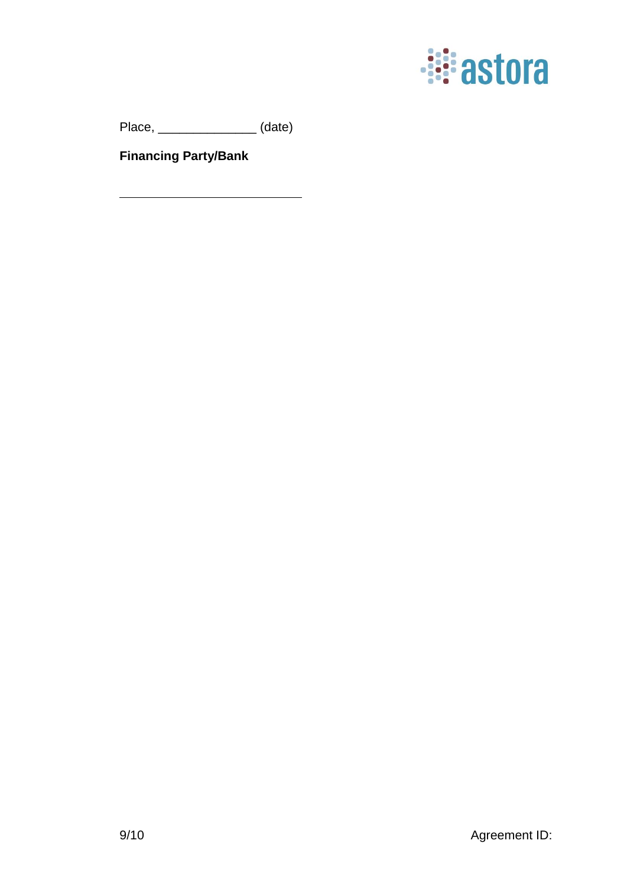Place, ______________ (date)

**Financing Party/Bank**

___________________________

Agreement ID: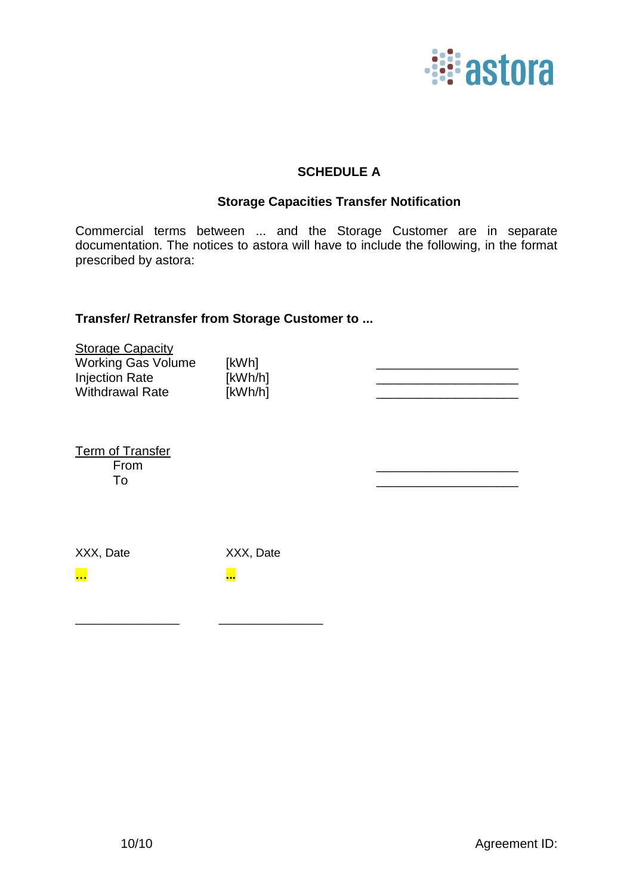## SCHEDULE A

### Storage Capacities Transfer Notification

Commercial terms between ... and the Storage Customer are in separate documentation. The notices to astora will have to include the following, in the format prescribed by astora:

**Transfer/ Retransfer from Storage Customer to ...**

<u>Storage Capacity</u>

| | | |
|---|---|---|
| Working Gas Volume | [kWh] | ____________________ |
| Injection Rate | [kWh/h] | ____________________ |
| Withdrawal Rate | [kWh/h] | ____________________ |

<u>Term of Transfer</u>

| | |
|---|---|
| From | ____________________ |
| To | ____________________ |

| | |
|---|---|
| XXX, Date | XXX, Date |
| ... | ... |
| _______________ | _______________ |

Agreement ID: